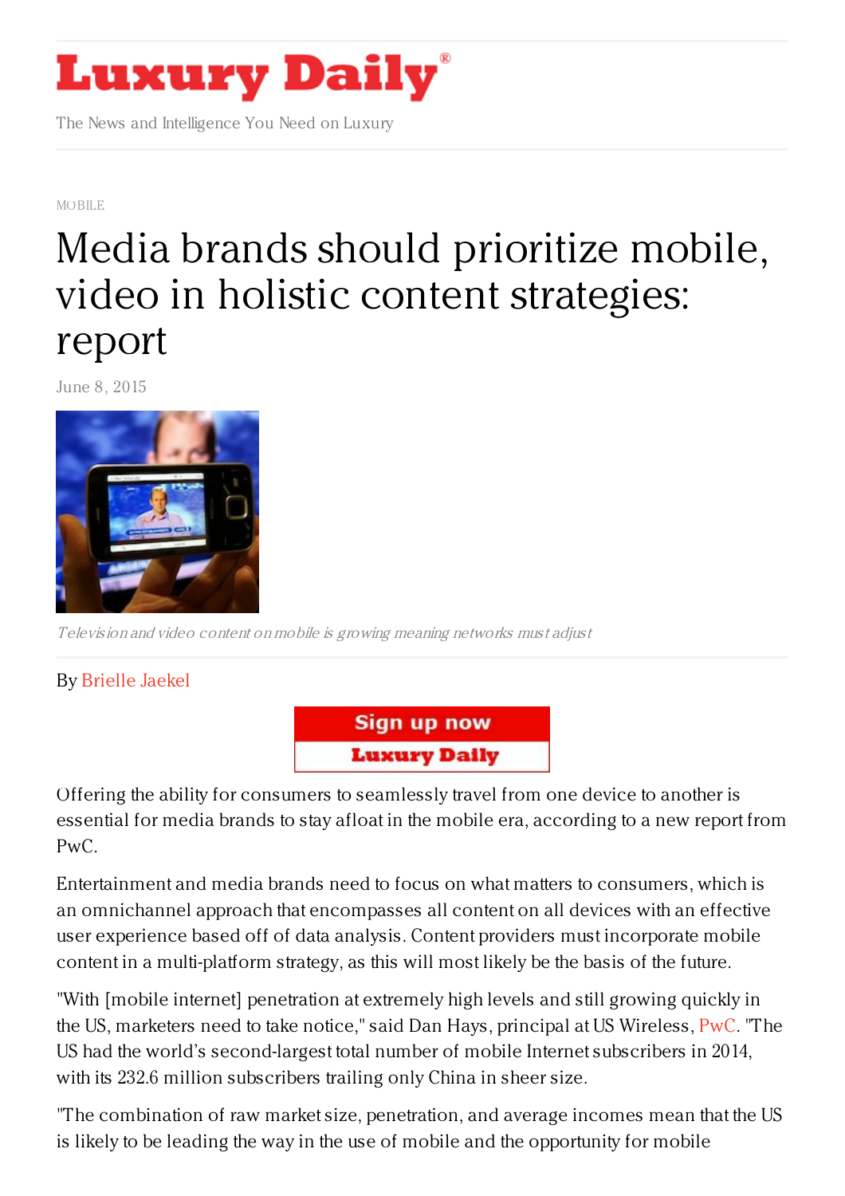MOBILE

# Media brands should prioritize mobile, video in holistic content strategies: report

June 8, 2015

*Television and video content on mobile is growing meaning networks must adjust*

By Brielle Jaekel

Offering the ability for consumers to seamlessly travel from one device to another is essential for media brands to stay afloat in the mobile era, according to a new report from PwC.

Entertainment and media brands need to focus on what matters to consumers, which is an omnichannel approach that encompasses all content on all devices with an effective user experience based off of data analysis. Content providers must incorporate mobile content in a multi-platform strategy, as this will most likely be the basis of the future.

"With [mobile internet] penetration at extremely high levels and still growing quickly in the US, marketers need to take notice," said Dan Hays, principal at US Wireless, PwC. "The US had the world's second-largest total number of mobile Internet subscribers in 2014, with its 232.6 million subscribers trailing only China in sheer size.

"The combination of raw market size, penetration, and average incomes mean that the US is likely to be leading the way in the use of mobile and the opportunity for mobile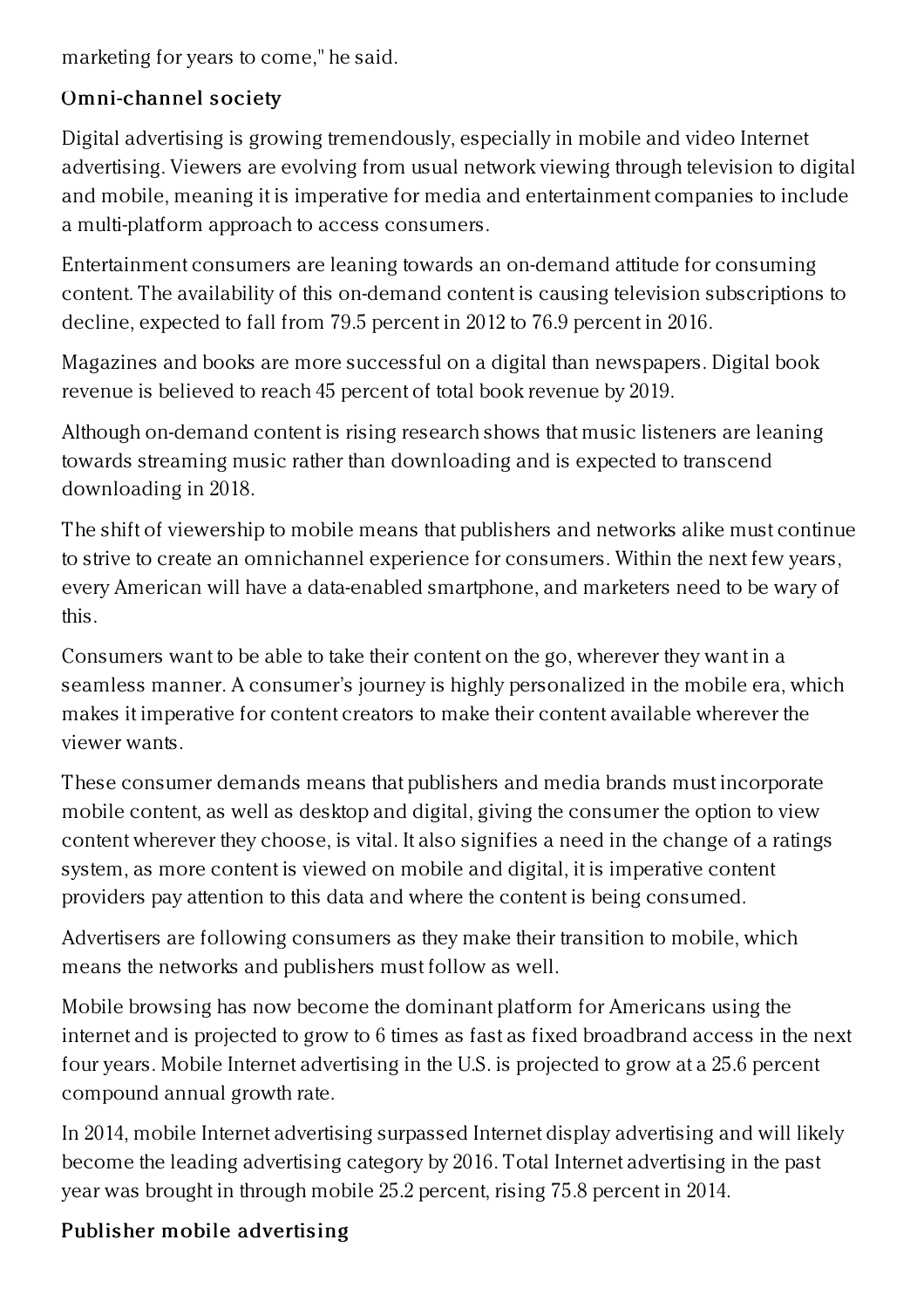marketing for years to come," he said.

## Omni-channel society

Digital advertising is growing tremendously, especially in mobile and video Internet advertising. Viewers are evolving from usual network viewing through television to digital and mobile, meaning it is imperative for media and entertainment companies to include a multi-platform approach to access consumers.

Entertainment consumers are leaning towards an on-demand attitude for consuming content. The availability of this on-demand content is causing television subscriptions to decline, expected to fall from 79.5 percent in 2012 to 76.9 percent in 2016.

Magazines and books are more successful on a digital than newspapers. Digital book revenue is believed to reach 45 percent of total book revenue by 2019.

Although on-demand content is rising research shows that music listeners are leaning towards streaming music rather than downloading and is expected to transcend downloading in 2018.

The shift of viewership to mobile means that publishers and networks alike must continue to strive to create an omnichannel experience for consumers. Within the next few years, every American will have a data-enabled smartphone, and marketers need to be wary of this.

Consumers want to be able to take their content on the go, wherever they want in a seamless manner. A consumer's journey is highly personalized in the mobile era, which makes it imperative for content creators to make their content available wherever the viewer wants.

These consumer demands means that publishers and media brands must incorporate mobile content, as well as desktop and digital, giving the consumer the option to view content wherever they choose, is vital. It also signifies a need in the change of a ratings system, as more content is viewed on mobile and digital, it is imperative content providers pay attention to this data and where the content is being consumed.

Advertisers are following consumers as they make their transition to mobile, which means the networks and publishers must follow as well.

Mobile browsing has now become the dominant platform for Americans using the internet and is projected to grow to 6 times as fast as fixed broadbrand access in the next four years. Mobile Internet advertising in the U.S. is projected to grow at a 25.6 percent compound annual growth rate.

In 2014, mobile Internet advertising surpassed Internet display advertising and will likely become the leading advertising category by 2016. Total Internet advertising in the past year was brought in through mobile 25.2 percent, rising 75.8 percent in 2014.

## Publisher mobile advertising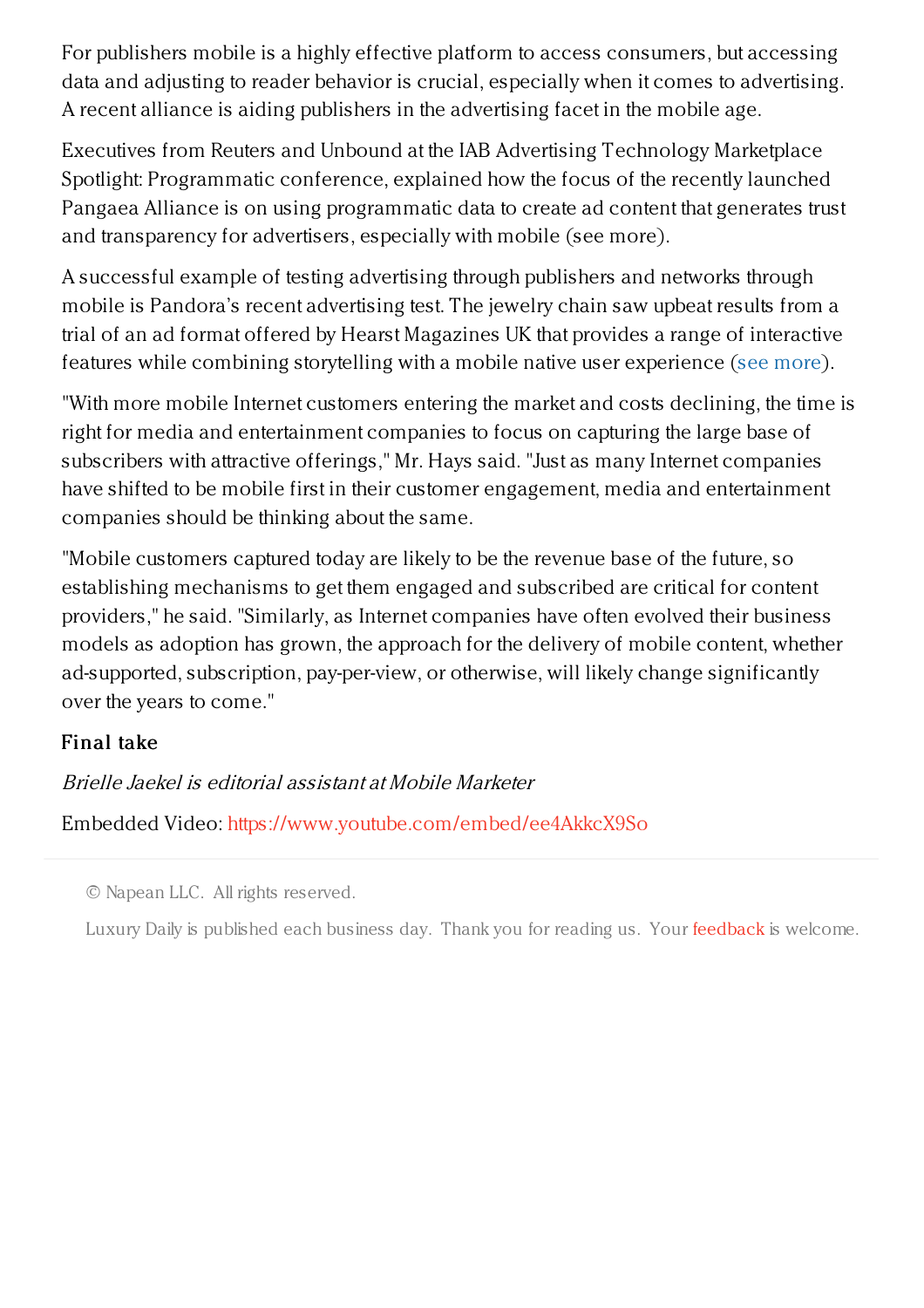For publishers mobile is a highly effective platform to access consumers, but accessing data and adjusting to reader behavior is crucial, especially when it comes to advertising. A recent alliance is aiding publishers in the advertising facet in the mobile age.

Executives from Reuters and Unbound at the IAB Advertising Technology Marketplace Spotlight: Programmatic conference, explained how the focus of the recently launched Pangaea Alliance is on using programmatic data to create ad content that generates trust and transparency for advertisers, especially with mobile (see more).

A successful example of testing advertising through publishers and networks through mobile is Pandora's recent advertising test. The jewelry chain saw upbeat results from a trial of an ad format offered by Hearst Magazines UK that provides a range of interactive features while combining storytelling with a mobile native user experience (see more).

"With more mobile Internet customers entering the market and costs declining, the time is right for media and entertainment companies to focus on capturing the large base of subscribers with attractive offerings," Mr. Hays said. "Just as many Internet companies have shifted to be mobile first in their customer engagement, media and entertainment companies should be thinking about the same.

"Mobile customers captured today are likely to be the revenue base of the future, so establishing mechanisms to get them engaged and subscribed are critical for content providers," he said. "Similarly, as Internet companies have often evolved their business models as adoption has grown, the approach for the delivery of mobile content, whether ad-supported, subscription, pay-per-view, or otherwise, will likely change significantly over the years to come."

### Final take

*Brielle Jaekel is editorial assistant at Mobile Marketer*

Embedded Video: https://www.youtube.com/embed/ee4AkkcX9So

© Napean LLC. All rights reserved.

Luxury Daily is published each business day. Thank you for reading us. Your feedback is welcome.